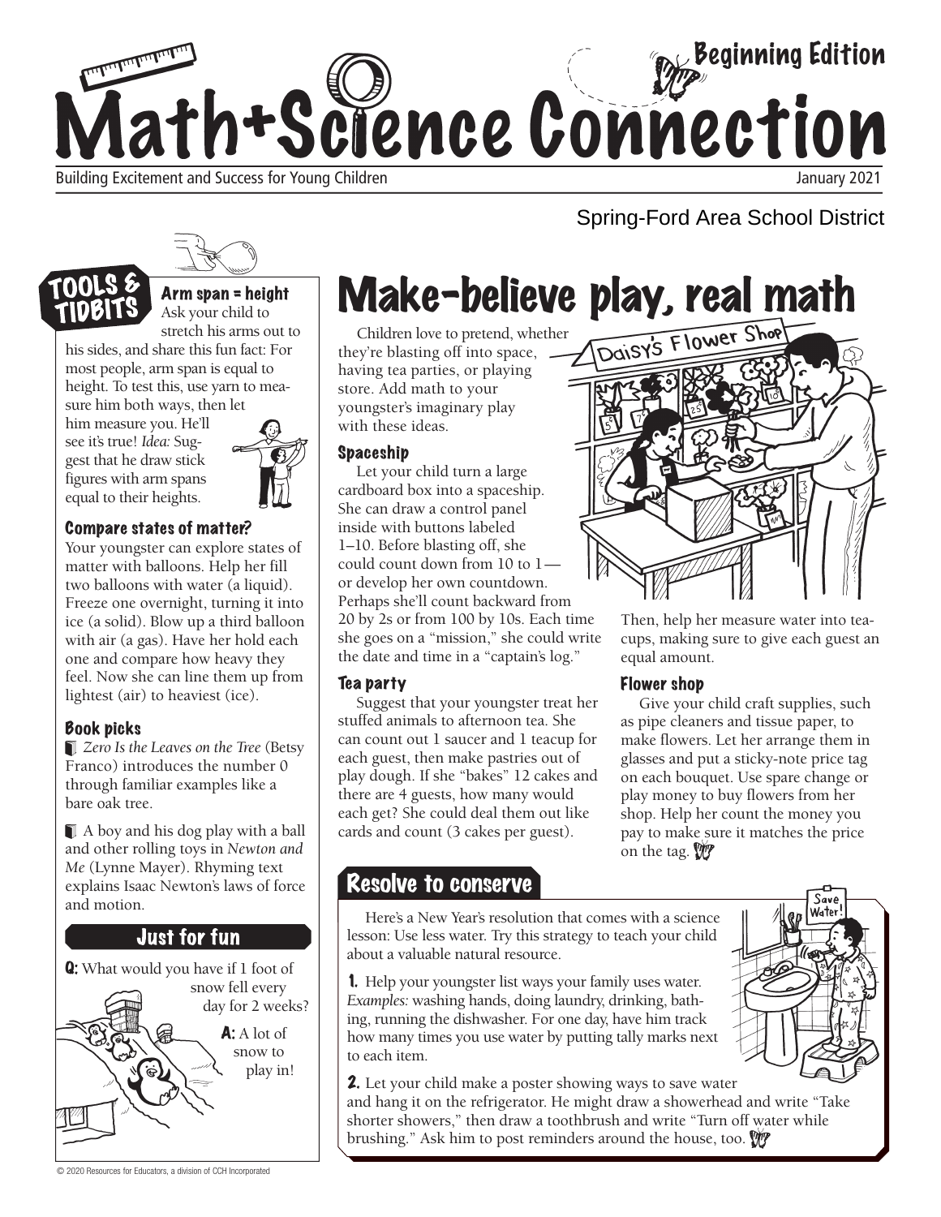# Math+Science Connection

Beginning Edition

Building Excitement and Success for Young Children

January 2021

Spring-Ford Area School District

## TOOLS & TIDBITS

### Arm span = height

Ask your child to stretch his arms out to his sides, and share this fun fact: For most people, arm span is equal to height. To test this, use yarn to measure him both ways, then let him measure you. He'll see it's true! *Idea:* Suggest that he draw stick figures with arm spans equal to their heights.

### Compare states of matter?

Your youngster can explore states of matter with balloons. Help her fill two balloons with water (a liquid). Freeze one overnight, turning it into ice (a solid). Blow up a third balloon with air (a gas). Have her hold each one and compare how heavy they feel. Now she can line them up from lightest (air) to heaviest (ice).

### Book picks

- *Zero Is the Leaves on the Tree* (Betsy Franco) introduces the number 0 through familiar examples like a bare oak tree.
- A boy and his dog play with a ball and other rolling toys in *Newton and Me* (Lynne Mayer). Rhyming text explains Isaac Newton's laws of force and motion.

### Just for fun

**Q:** What would you have if 1 foot of snow fell every day for 2 weeks?

**A:** A lot of snow to play in!

# Make-believe play, real math

Children love to pretend, whether they're blasting off into space, having tea parties, or playing store. Add math to your youngster's imaginary play with these ideas.

### Spaceship

Let your child turn a large cardboard box into a spaceship. She can draw a control panel inside with buttons labeled 1–10. Before blasting off, she could count down from 10 to 1—or develop her own countdown. Perhaps she'll count backward from 20 by 2s or from 100 by 10s. Each time she goes on a "mission," she could write the date and time in a "captain's log."

### Tea party

Suggest that your youngster treat her stuffed animals to afternoon tea. She can count out 1 saucer and 1 teacup for each guest, then make pastries out of play dough. If she "bakes" 12 cakes and there are 4 guests, how many would each get? She could deal them out like cards and count (3 cakes per guest). Then, help her measure water into teacups, making sure to give each guest an equal amount.

### Flower shop

Give your child craft supplies, such as pipe cleaners and tissue paper, to make flowers. Let her arrange them in glasses and put a sticky-note price tag on each bouquet. Use spare change or play money to buy flowers from her shop. Help her count the money you pay to make sure it matches the price on the tag.

## Resolve to conserve

Here's a New Year's resolution that comes with a science lesson: Use less water. Try this strategy to teach your child about a valuable natural resource.

**1.** Help your youngster list ways your family uses water. *Examples:* washing hands, doing laundry, drinking, bathing, running the dishwasher. For one day, have him track how many times you use water by putting tally marks next to each item.

**2.** Let your child make a poster showing ways to save water and hang it on the refrigerator. He might draw a showerhead and write "Take shorter showers," then draw a toothbrush and write "Turn off water while brushing." Ask him to post reminders around the house, too.

© 2020 Resources for Educators, a division of CCH Incorporated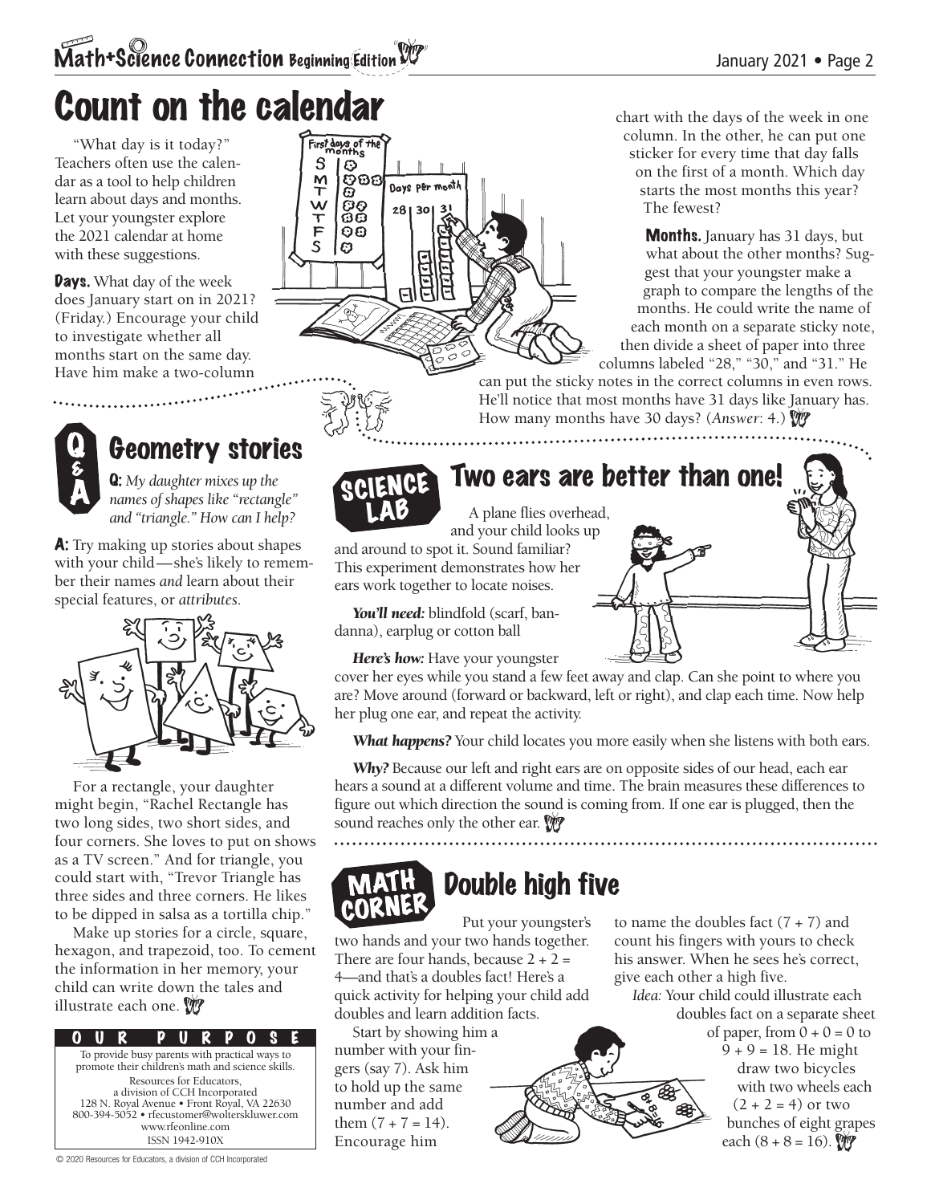# Count on the calendar

"What day is it today?" Teachers often use the calendar as a tool to help children learn about days and months. Let your youngster explore the 2021 calendar at home with these suggestions.

**Days.** What day of the week does January start on in 2021? (Friday.) Encourage your child to investigate whether all months start on the same day. Have him make a two-column chart with the days of the week in one column. In the other, he can put one sticker for every time that day falls on the first of a month. Which day starts the most months this year? The fewest?

**Months.** January has 31 days, but what about the other months? Suggest that your youngster make a graph to compare the lengths of the months. He could write the name of each month on a separate sticky note, then divide a sheet of paper into three columns labeled "28," "30," and "31." He can put the sticky notes in the correct columns in even rows. He'll notice that most months have 31 days like January has. How many months have 30 days? (*Answer*: 4.)

## Q & A: Geometry stories

**Q:** *My daughter mixes up the names of shapes like "rectangle" and "triangle." How can I help?*

**A:** Try making up stories about shapes with your child—she's likely to remember their names *and* learn about their special features, or *attributes*.

For a rectangle, your daughter might begin, "Rachel Rectangle has two long sides, two short sides, and four corners. She loves to put on shows as a TV screen." And for triangle, you could start with, "Trevor Triangle has three sides and three corners. He likes to be dipped in salsa as a tortilla chip."

Make up stories for a circle, square, hexagon, and trapezoid, too. To cement the information in her memory, your child can write down the tales and illustrate each one.

## Science Lab: Two ears are better than one!

A plane flies overhead, and your child looks up and around to spot it. Sound familiar? This experiment demonstrates how her ears work together to locate noises.

***You'll need:*** blindfold (scarf, bandanna), earplug or cotton ball

***Here's how:*** Have your youngster cover her eyes while you stand a few feet away and clap. Can she point to where you are? Move around (forward or backward, left or right), and clap each time. Now help her plug one ear, and repeat the activity.

***What happens?*** Your child locates you more easily when she listens with both ears.

***Why?*** Because our left and right ears are on opposite sides of our head, each ear hears a sound at a different volume and time. The brain measures these differences to figure out which direction the sound is coming from. If one ear is plugged, then the sound reaches only the other ear.

## Math Corner: Double high five

Put your youngster's two hands and your two hands together. There are four hands, because $2 + 2 = 4$—and that's a doubles fact! Here's a quick activity for helping your child add doubles and learn addition facts.

Start by showing him a number with your fingers (say 7). Ask him to hold up the same number and add them ($7 + 7 = 14$). Encourage him to name the doubles fact ($7 + 7$) and count his fingers with yours to check his answer. When he sees he's correct, give each other a high five.

*Idea:* Your child could illustrate each doubles fact on a separate sheet of paper, from $0 + 0 = 0$ to $9 + 9 = 18$. He might draw two bicycles with two wheels each ($2 + 2 = 4$) or two bunches of eight grapes each ($8 + 8 = 16$).

## OUR PURPOSE

To provide busy parents with practical ways to promote their children's math and science skills.

Resources for Educators,
a division of CCH Incorporated
128 N. Royal Avenue • Front Royal, VA 22630
800-394-5052 • rfecustomer@wolterskluwer.com
www.rfeonline.com
ISSN 1942-910X

© 2020 Resources for Educators, a division of CCH Incorporated